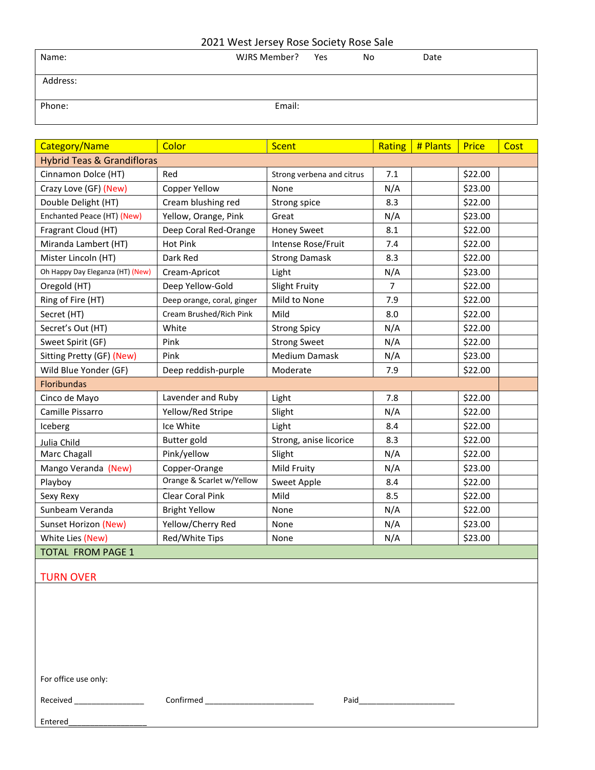# 2021 West Jersey Rose Society Rose Sale

| Name: | WJRS Member? Yes No | Date |
|---|---|---|
| Address: | | |
| Phone: | Email: | |

| Category/Name | Color | Scent | Rating | # Plants | Price | Cost |
|---|---|---|---|---|---|---|
| Hybrid Teas & Grandifloras | | | | | | |
| Cinnamon Dolce (HT) | Red | Strong verbena and citrus | 7.1 | | $22.00 | |
| Crazy Love (GF) (New) | Copper Yellow | None | N/A | | $23.00 | |
| Double Delight (HT) | Cream blushing red | Strong spice | 8.3 | | $22.00 | |
| Enchanted Peace (HT) (New) | Yellow, Orange, Pink | Great | N/A | | $23.00 | |
| Fragrant Cloud (HT) | Deep Coral Red-Orange | Honey Sweet | 8.1 | | $22.00 | |
| Miranda Lambert (HT) | Hot Pink | Intense Rose/Fruit | 7.4 | | $22.00 | |
| Mister Lincoln (HT) | Dark Red | Strong Damask | 8.3 | | $22.00 | |
| Oh Happy Day Eleganza (HT) (New) | Cream-Apricot | Light | N/A | | $23.00 | |
| Oregold (HT) | Deep Yellow-Gold | Slight Fruity | 7 | | $22.00 | |
| Ring of Fire (HT) | Deep orange, coral, ginger | Mild to None | 7.9 | | $22.00 | |
| Secret (HT) | Cream Brushed/Rich Pink | Mild | 8.0 | | $22.00 | |
| Secret's Out (HT) | White | Strong Spicy | N/A | | $22.00 | |
| Sweet Spirit (GF) | Pink | Strong Sweet | N/A | | $22.00 | |
| Sitting Pretty (GF) (New) | Pink | Medium Damask | N/A | | $23.00 | |
| Wild Blue Yonder (GF) | Deep reddish-purple | Moderate | 7.9 | | $22.00 | |
| Floribundas | | | | | | |
| Cinco de Mayo | Lavender and Ruby | Light | 7.8 | | $22.00 | |
| Camille Pissarro | Yellow/Red Stripe | Slight | N/A | | $22.00 | |
| Iceberg | Ice White | Light | 8.4 | | $22.00 | |
| Julia Child | Butter gold | Strong, anise licorice | 8.3 | | $22.00 | |
| Marc Chagall | Pink/yellow | Slight | N/A | | $22.00 | |
| Mango Veranda (New) | Copper-Orange | Mild Fruity | N/A | | $23.00 | |
| Playboy | Orange & Scarlet w/Yellow | Sweet Apple | 8.4 | | $22.00 | |
| Sexy Rexy | Clear Coral Pink | Mild | 8.5 | | $22.00 | |
| Sunbeam Veranda | Bright Yellow | None | N/A | | $22.00 | |
| Sunset Horizon (New) | Yellow/Cherry Red | None | N/A | | $23.00 | |
| White Lies (New) | Red/White Tips | None | N/A | | $23.00 | |
| TOTAL FROM PAGE 1 | | | | | | |

TURN OVER

For office use only:

Received ________________ Confirmed _________________________ Paid______________________

Entered__________________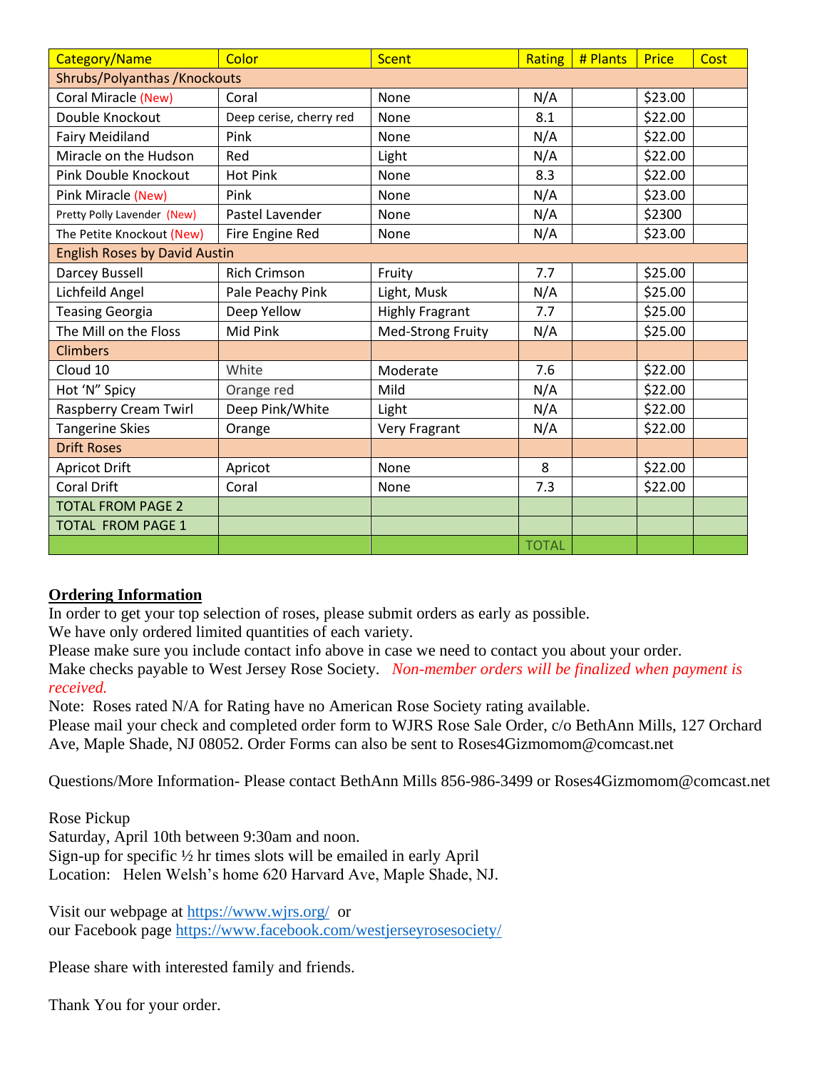| Category/Name | Color | Scent | Rating | # Plants | Price | Cost |
|---|---|---|---|---|---|---|
| Shrubs/Polyanthas /Knockouts | | | | | | |
| Coral Miracle (New) | Coral | None | N/A | | $23.00 | |
| Double Knockout | Deep cerise, cherry red | None | 8.1 | | $22.00 | |
| Fairy Meidiland | Pink | None | N/A | | $22.00 | |
| Miracle on the Hudson | Red | Light | N/A | | $22.00 | |
| Pink Double Knockout | Hot Pink | None | 8.3 | | $22.00 | |
| Pink Miracle (New) | Pink | None | N/A | | $23.00 | |
| Pretty Polly Lavender (New) | Pastel Lavender | None | N/A | | $2300 | |
| The Petite Knockout (New) | Fire Engine Red | None | N/A | | $23.00 | |
| English Roses by David Austin | | | | | | |
| Darcey Bussell | Rich Crimson | Fruity | 7.7 | | $25.00 | |
| Lichfeild Angel | Pale Peachy Pink | Light, Musk | N/A | | $25.00 | |
| Teasing Georgia | Deep Yellow | Highly Fragrant | 7.7 | | $25.00 | |
| The Mill on the Floss | Mid Pink | Med-Strong Fruity | N/A | | $25.00 | |
| Climbers | | | | | | |
| Cloud 10 | White | Moderate | 7.6 | | $22.00 | |
| Hot 'N" Spicy | Orange red | Mild | N/A | | $22.00 | |
| Raspberry Cream Twirl | Deep Pink/White | Light | N/A | | $22.00 | |
| Tangerine Skies | Orange | Very Fragrant | N/A | | $22.00 | |
| Drift Roses | | | | | | |
| Apricot Drift | Apricot | None | 8 | | $22.00 | |
| Coral Drift | Coral | None | 7.3 | | $22.00 | |
| TOTAL FROM PAGE 2 | | | | | | |
| TOTAL FROM PAGE 1 | | | | | | |
| | | | TOTAL | | | |

**Ordering Information**

In order to get your top selection of roses, please submit orders as early as possible.
We have only ordered limited quantities of each variety.
Please make sure you include contact info above in case we need to contact you about your order.
Make checks payable to West Jersey Rose Society. *Non-member orders will be finalized when payment is received.*
Note: Roses rated N/A for Rating have no American Rose Society rating available.
Please mail your check and completed order form to WJRS Rose Sale Order, c/o BethAnn Mills, 127 Orchard Ave, Maple Shade, NJ 08052. Order Forms can also be sent to Roses4Gizmomom@comcast.net

Questions/More Information- Please contact BethAnn Mills 856-986-3499 or Roses4Gizmomom@comcast.net

Rose Pickup
Saturday, April 10th between 9:30am and noon.
Sign-up for specific ½ hr times slots will be emailed in early April
Location: Helen Welsh's home 620 Harvard Ave, Maple Shade, NJ.

Visit our webpage at https://www.wjrs.org/ or
our Facebook page https://www.facebook.com/westjerseyrosesociety/

Please share with interested family and friends.

Thank You for your order.